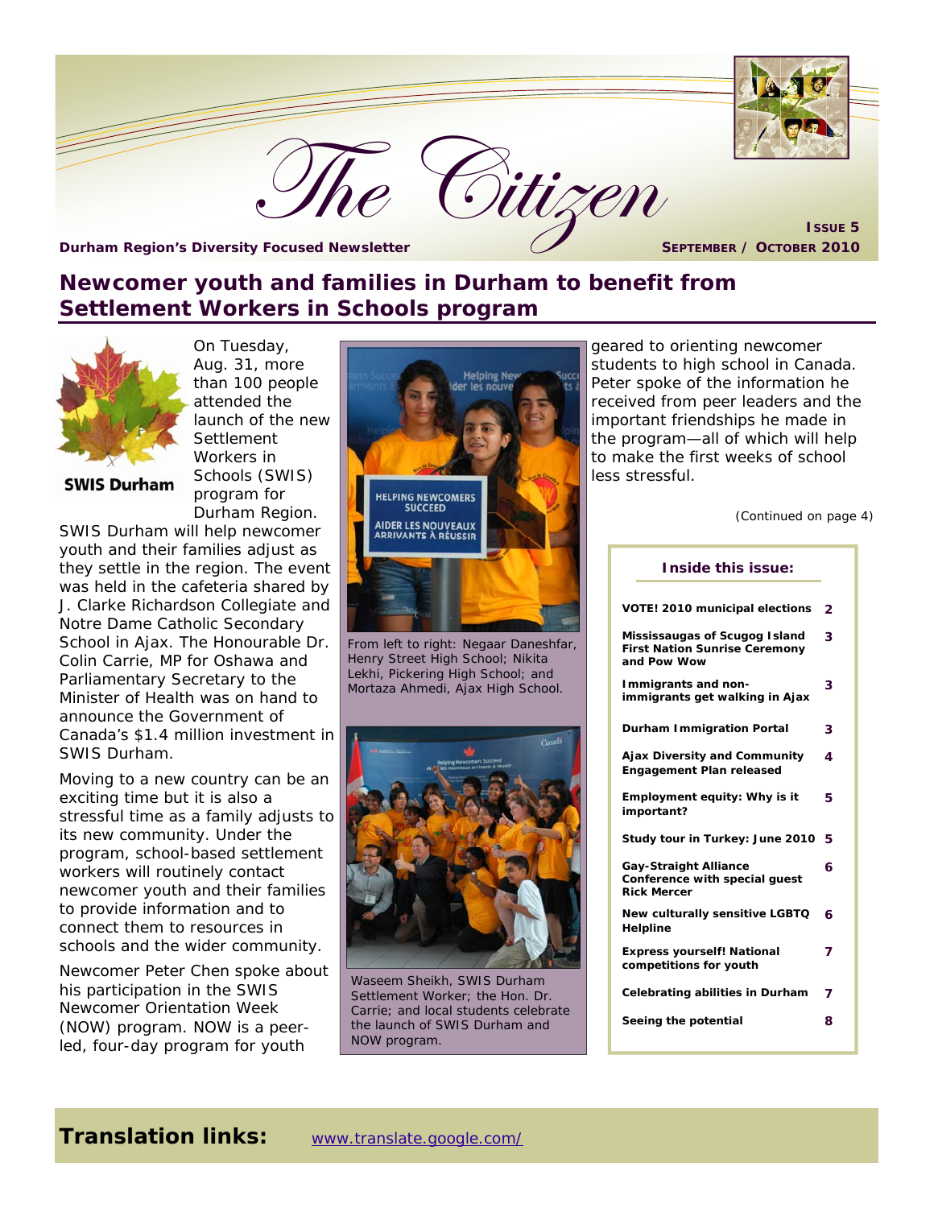# The Citizen

**Durham Region's Diversity Focused Newsletter**

**Issue 5**
**September / October 2010**

## Newcomer youth and families in Durham to benefit from Settlement Workers in Schools program

SWIS Durham

On Tuesday, Aug. 31, more than 100 people attended the launch of the new Settlement Workers in Schools (SWIS) program for Durham Region. SWIS Durham will help newcomer youth and their families adjust as they settle in the region. The event was held in the cafeteria shared by J. Clarke Richardson Collegiate and Notre Dame Catholic Secondary School in Ajax. The Honourable Dr. Colin Carrie, MP for Oshawa and Parliamentary Secretary to the Minister of Health was on hand to announce the Government of Canada's $1.4 million investment in SWIS Durham.

Moving to a new country can be an exciting time but it is also a stressful time as a family adjusts to its new community. Under the program, school-based settlement workers will routinely contact newcomer youth and their families to provide information and to connect them to resources in schools and the wider community.

Newcomer Peter Chen spoke about his participation in the SWIS Newcomer Orientation Week (NOW) program. NOW is a peer-led, four-day program for youth geared to orienting newcomer students to high school in Canada. Peter spoke of the information he received from peer leaders and the important friendships he made in the program—all of which will help to make the first weeks of school less stressful.

*(Continued on page 4)*

From left to right: Negaar Daneshfar, Henry Street High School; Nikita Lekhi, Pickering High School; and Mortaza Ahmedi, Ajax High School.

Waseem Sheikh, SWIS Durham Settlement Worker; the Hon. Dr. Carrie; and local students celebrate the launch of SWIS Durham and NOW program.

**Inside this issue:**

| | |
|---|---|
| VOTE! 2010 municipal elections | 2 |
| Mississaugas of Scugog Island First Nation Sunrise Ceremony and Pow Wow | 3 |
| Immigrants and non-immigrants get walking in Ajax | 3 |
| Durham Immigration Portal | 3 |
| Ajax Diversity and Community Engagement Plan released | 4 |
| Employment equity: Why is it important? | 5 |
| Study tour in Turkey: June 2010 | 5 |
| Gay-Straight Alliance Conference with special guest Rick Mercer | 6 |
| New culturally sensitive LGBTQ Helpline | 6 |
| Express yourself! National competitions for youth | 7 |
| Celebrating abilities in Durham | 7 |
| Seeing the potential | 8 |

**Translation links:** www.translate.google.com/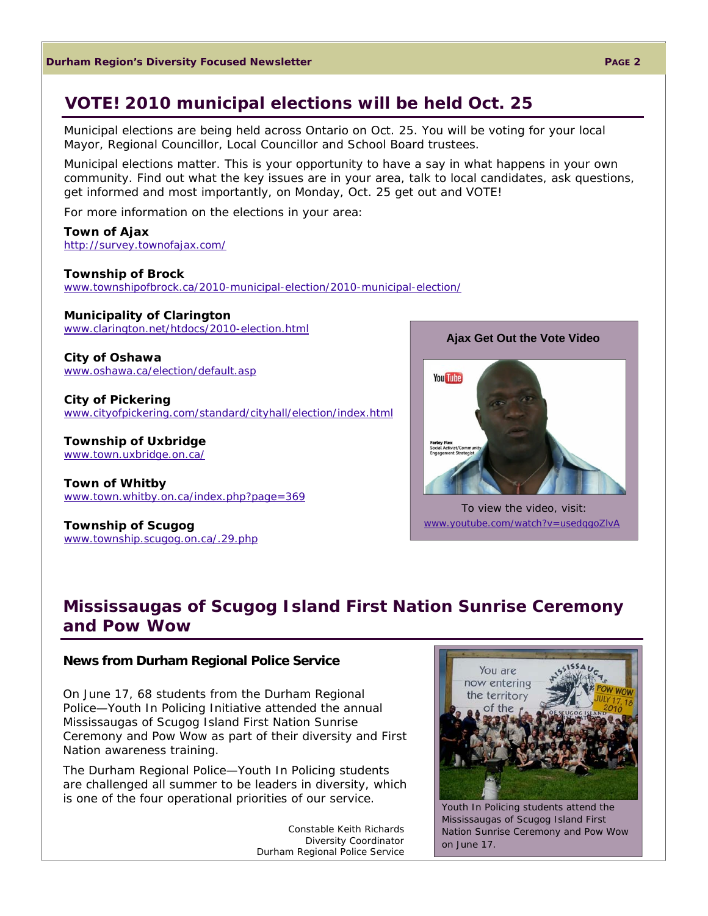## VOTE! 2010 municipal elections will be held Oct. 25

Municipal elections are being held across Ontario on Oct. 25. You will be voting for your local Mayor, Regional Councillor, Local Councillor and School Board trustees.

Municipal elections matter. This is your opportunity to have a say in what happens in your own community. Find out what the key issues are in your area, talk to local candidates, ask questions, get informed and most importantly, on Monday, Oct. 25 get out and VOTE!

For more information on the elections in your area:

**Town of Ajax**
http://survey.townofajax.com/

**Township of Brock**
www.townshipofbrock.ca/2010-municipal-election/2010-municipal-election/

**Municipality of Clarington**
www.clarington.net/htdocs/2010-election.html

**City of Oshawa**
www.oshawa.ca/election/default.asp

**City of Pickering**
www.cityofpickering.com/standard/cityhall/election/index.html

**Township of Uxbridge**
www.town.uxbridge.on.ca/

**Town of Whitby**
www.town.whitby.on.ca/index.php?page=369

**Township of Scugog**
www.township.scugog.on.ca/.29.php

**Ajax Get Out the Vote Video**

To view the video, visit:
www.youtube.com/watch?v=usedqgoZlvA

## Mississaugas of Scugog Island First Nation Sunrise Ceremony and Pow Wow

**News from Durham Regional Police Service**

On June 17, 68 students from the Durham Regional Police—Youth In Policing Initiative attended the annual Mississaugas of Scugog Island First Nation Sunrise Ceremony and Pow Wow as part of their diversity and First Nation awareness training.

The Durham Regional Police—Youth In Policing students are challenged all summer to be leaders in diversity, which is one of the four operational priorities of our service.

Constable Keith Richards
Diversity Coordinator
Durham Regional Police Service

Youth In Policing students attend the Mississaugas of Scugog Island First Nation Sunrise Ceremony and Pow Wow on June 17.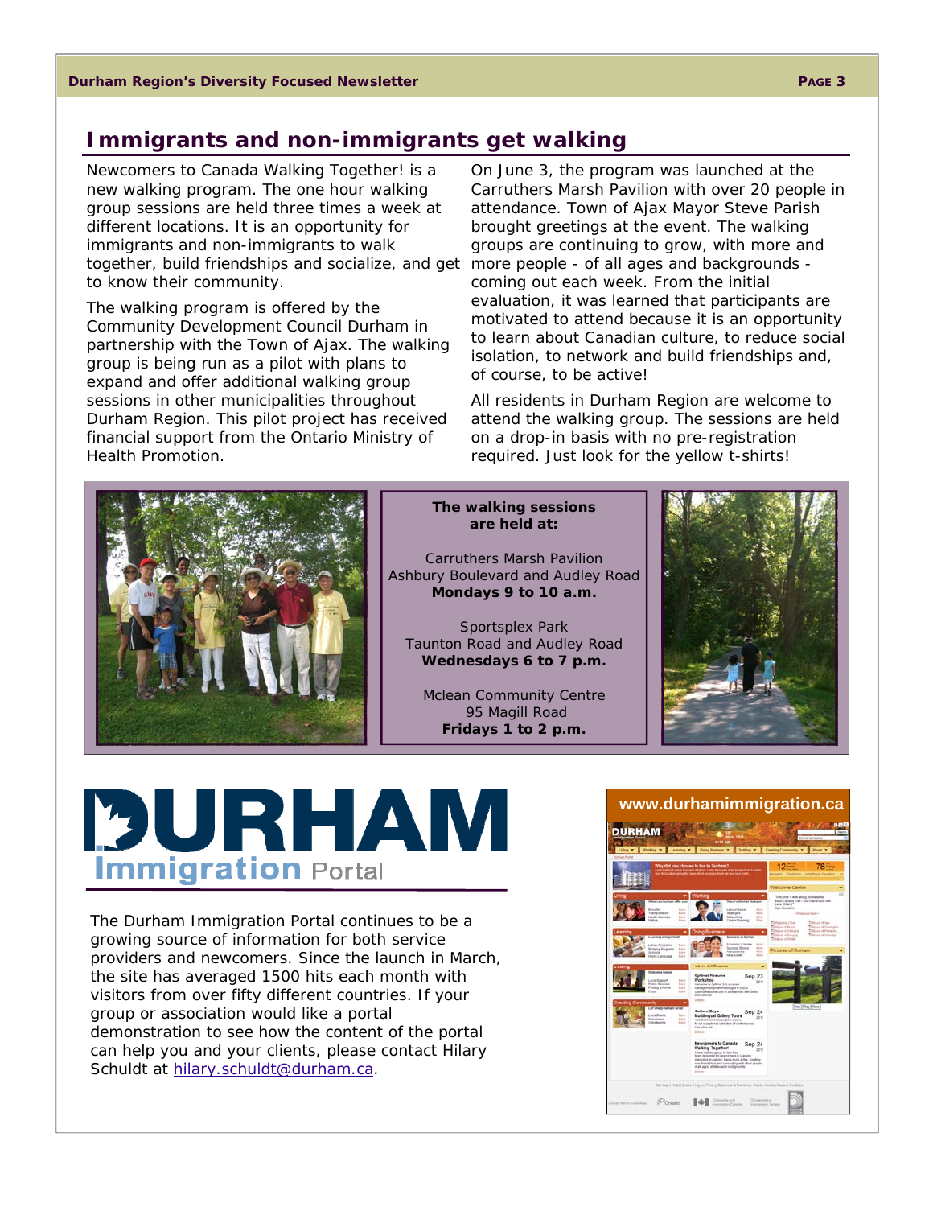## Immigrants and non-immigrants get walking

Newcomers to Canada Walking Together! is a new walking program. The one hour walking group sessions are held three times a week at different locations. It is an opportunity for immigrants and non-immigrants to walk together, build friendships and socialize, and get to know their community.

The walking program is offered by the Community Development Council Durham in partnership with the Town of Ajax. The walking group is being run as a pilot with plans to expand and offer additional walking group sessions in other municipalities throughout Durham Region. This pilot project has received financial support from the Ontario Ministry of Health Promotion.

On June 3, the program was launched at the Carruthers Marsh Pavilion with over 20 people in attendance. Town of Ajax Mayor Steve Parish brought greetings at the event. The walking groups are continuing to grow, with more and more people - of all ages and backgrounds - coming out each week. From the initial evaluation, it was learned that participants are motivated to attend because it is an opportunity to learn about Canadian culture, to reduce social isolation, to network and build friendships and, of course, to be active!

All residents in Durham Region are welcome to attend the walking group. The sessions are held on a drop-in basis with no pre-registration required. Just look for the yellow t-shirts!

**The walking sessions are held at:**

Carruthers Marsh Pavilion
Ashbury Boulevard and Audley Road
**Mondays 9 to 10 a.m.**

Sportsplex Park
Taunton Road and Audley Road
**Wednesdays 6 to 7 p.m.**

Mclean Community Centre
95 Magill Road
**Fridays 1 to 2 p.m.**

## DURHAM Immigration Portal

The Durham Immigration Portal continues to be a growing source of information for both service providers and newcomers. Since the launch in March, the site has averaged 1500 hits each month with visitors from over fifty different countries. If your group or association would like a portal demonstration to see how the content of the portal can help you and your clients, please contact Hilary Schuldt at hilary.schuldt@durham.ca.

www.durhamimmigration.ca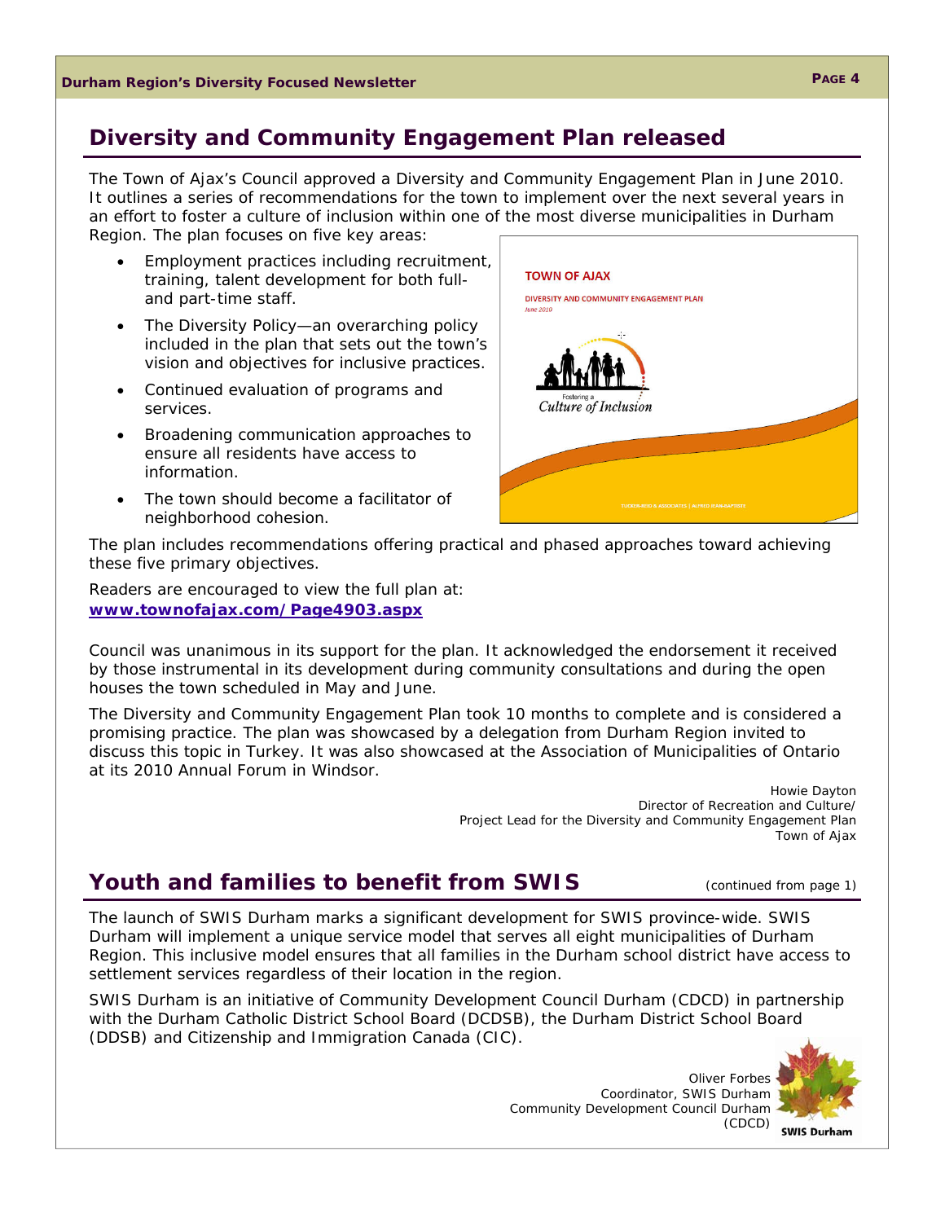## Diversity and Community Engagement Plan released

The Town of Ajax's Council approved a Diversity and Community Engagement Plan in June 2010. It outlines a series of recommendations for the town to implement over the next several years in an effort to foster a culture of inclusion within one of the most diverse municipalities in Durham Region. The plan focuses on five key areas:

- Employment practices including recruitment, training, talent development for both full- and part-time staff.
- The Diversity Policy—an overarching policy included in the plan that sets out the town's vision and objectives for inclusive practices.
- Continued evaluation of programs and services.
- Broadening communication approaches to ensure all residents have access to information.
- The town should become a facilitator of neighborhood cohesion.

The plan includes recommendations offering practical and phased approaches toward achieving these five primary objectives.

Readers are encouraged to view the full plan at:
**www.townofajax.com/Page4903.aspx**

Council was unanimous in its support for the plan. It acknowledged the endorsement it received by those instrumental in its development during community consultations and during the open houses the town scheduled in May and June.

The Diversity and Community Engagement Plan took 10 months to complete and is considered a promising practice. The plan was showcased by a delegation from Durham Region invited to discuss this topic in Turkey. It was also showcased at the Association of Municipalities of Ontario at its 2010 Annual Forum in Windsor.

Howie Dayton
Director of Recreation and Culture/
Project Lead for the Diversity and Community Engagement Plan
Town of Ajax

## Youth and families to benefit from SWIS

(continued from page 1)

The launch of SWIS Durham marks a significant development for SWIS province-wide. SWIS Durham will implement a unique service model that serves all eight municipalities of Durham Region. This inclusive model ensures that all families in the Durham school district have access to settlement services regardless of their location in the region.

SWIS Durham is an initiative of Community Development Council Durham (CDCD) in partnership with the Durham Catholic District School Board (DCDSB), the Durham District School Board (DDSB) and Citizenship and Immigration Canada (CIC).

Oliver Forbes
Coordinator, SWIS Durham
Community Development Council Durham
(CDCD)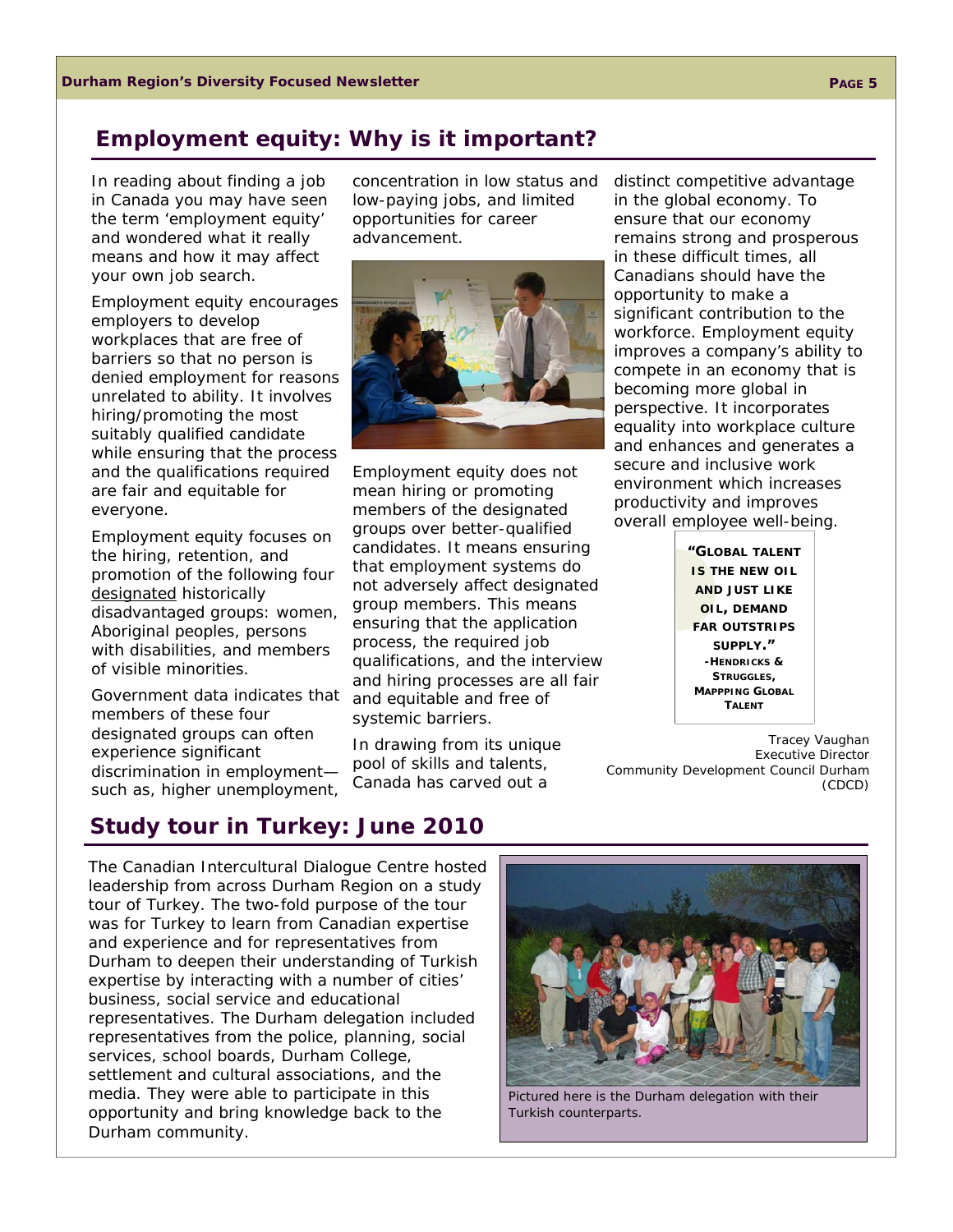## Employment equity: Why is it important?

In reading about finding a job in Canada you may have seen the term 'employment equity' and wondered what it really means and how it may affect your own job search.

Employment equity encourages employers to develop workplaces that are free of barriers so that no person is denied employment for reasons unrelated to ability. It involves hiring/promoting the most suitably qualified candidate while ensuring that the process and the qualifications required are fair and equitable for everyone.

Employment equity focuses on the hiring, retention, and promotion of the following four designated historically disadvantaged groups: women, Aboriginal peoples, persons with disabilities, and members of visible minorities.

Government data indicates that members of these four designated groups can often experience significant discrimination in employment—such as, higher unemployment, concentration in low status and low-paying jobs, and limited opportunities for career advancement.

Employment equity does not mean hiring or promoting members of the designated groups over better-qualified candidates. It means ensuring that employment systems do not adversely affect designated group members. This means ensuring that the application process, the required job qualifications, and the interview and hiring processes are all fair and equitable and free of systemic barriers.

In drawing from its unique pool of skills and talents, Canada has carved out a distinct competitive advantage in the global economy. To ensure that our economy remains strong and prosperous in these difficult times, all Canadians should have the opportunity to make a significant contribution to the workforce. Employment equity improves a company's ability to compete in an economy that is becoming more global in perspective. It incorporates equality into workplace culture and enhances and generates a secure and inclusive work environment which increases productivity and improves overall employee well-being.

> **"GLOBAL TALENT IS THE NEW OIL AND JUST LIKE OIL, DEMAND FAR OUTSTRIPS SUPPLY."**
> **-HENDRICKS & STRUGGLES, MAPPPING GLOBAL TALENT**

Tracey Vaughan
Executive Director
Community Development Council Durham (CDCD)

## Study tour in Turkey: June 2010

The Canadian Intercultural Dialogue Centre hosted leadership from across Durham Region on a study tour of Turkey. The two-fold purpose of the tour was for Turkey to learn from Canadian expertise and experience and for representatives from Durham to deepen their understanding of Turkish expertise by interacting with a number of cities' business, social service and educational representatives. The Durham delegation included representatives from the police, planning, social services, school boards, Durham College, settlement and cultural associations, and the media. They were able to participate in this opportunity and bring knowledge back to the Durham community.

Pictured here is the Durham delegation with their Turkish counterparts.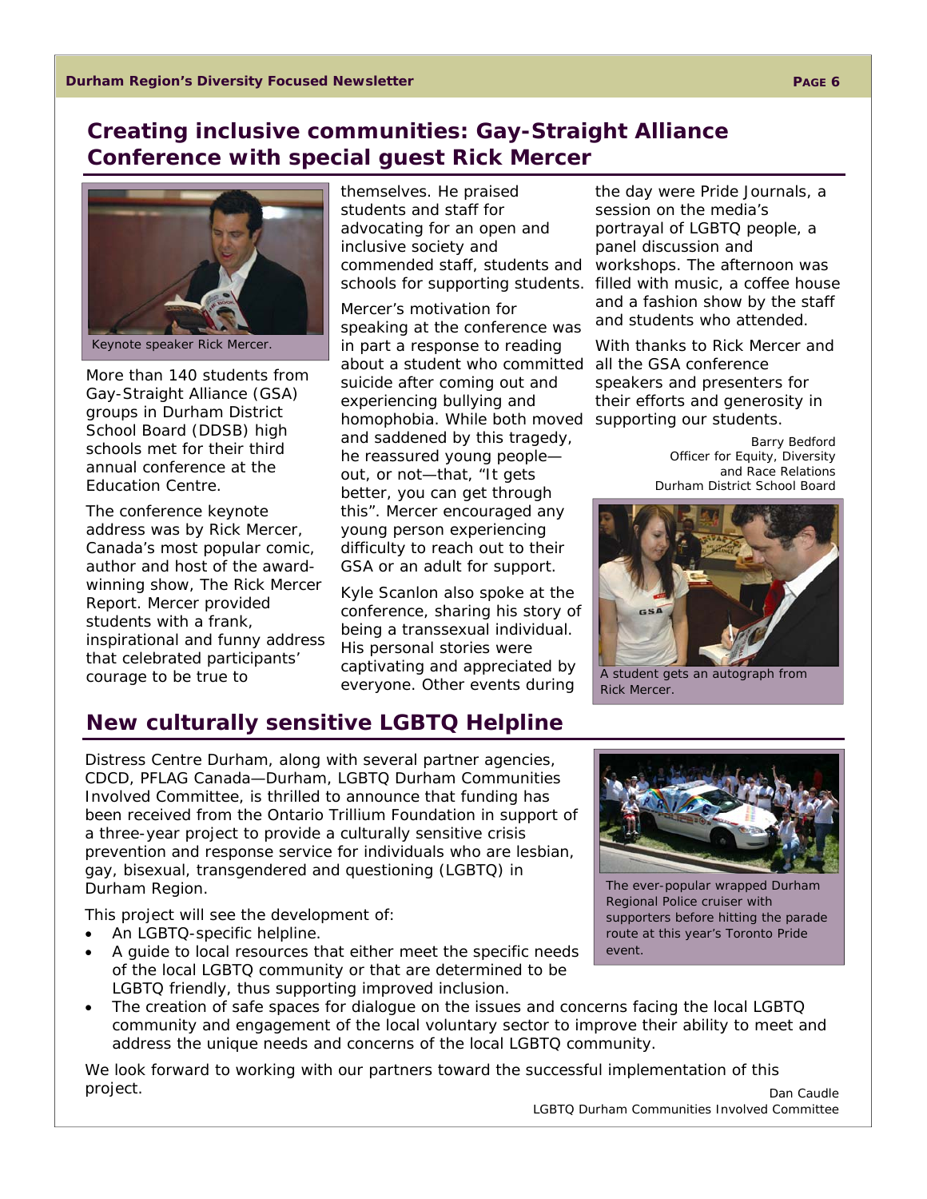## Creating inclusive communities: Gay-Straight Alliance Conference with special guest Rick Mercer

Keynote speaker Rick Mercer.

More than 140 students from Gay-Straight Alliance (GSA) groups in Durham District School Board (DDSB) high schools met for their third annual conference at the Education Centre.

The conference keynote address was by Rick Mercer, Canada's most popular comic, author and host of the award-winning show, The Rick Mercer Report. Mercer provided students with a frank, inspirational and funny address that celebrated participants' courage to be true to themselves. He praised students and staff for advocating for an open and inclusive society and commended staff, students and schools for supporting students.

Mercer's motivation for speaking at the conference was in part a response to reading about a student who committed suicide after coming out and experiencing bullying and homophobia. While both moved and saddened by this tragedy, he reassured young people—out, or not—that, "It gets better, you can get through this". Mercer encouraged any young person experiencing difficulty to reach out to their GSA or an adult for support.

Kyle Scanlon also spoke at the conference, sharing his story of being a transsexual individual. His personal stories were captivating and appreciated by everyone. Other events during the day were Pride Journals, a session on the media's portrayal of LGBTQ people, a panel discussion and workshops. The afternoon was filled with music, a coffee house and a fashion show by the staff and students who attended.

With thanks to Rick Mercer and all the GSA conference speakers and presenters for their efforts and generosity in supporting our students.

Barry Bedford
Officer for Equity, Diversity and Race Relations
Durham District School Board

A student gets an autograph from Rick Mercer.

## New culturally sensitive LGBTQ Helpline

Distress Centre Durham, along with several partner agencies, CDCD, PFLAG Canada—Durham, LGBTQ Durham Communities Involved Committee, is thrilled to announce that funding has been received from the Ontario Trillium Foundation in support of a three-year project to provide a culturally sensitive crisis prevention and response service for individuals who are lesbian, gay, bisexual, transgendered and questioning (LGBTQ) in Durham Region.

This project will see the development of:

- An LGBTQ-specific helpline.
- A guide to local resources that either meet the specific needs of the local LGBTQ community or that are determined to be LGBTQ friendly, thus supporting improved inclusion.
- The creation of safe spaces for dialogue on the issues and concerns facing the local LGBTQ community and engagement of the local voluntary sector to improve their ability to meet and address the unique needs and concerns of the local LGBTQ community.

We look forward to working with our partners toward the successful implementation of this project.

Dan Caudle
LGBTQ Durham Communities Involved Committee

The ever-popular wrapped Durham Regional Police cruiser with supporters before hitting the parade route at this year's Toronto Pride event.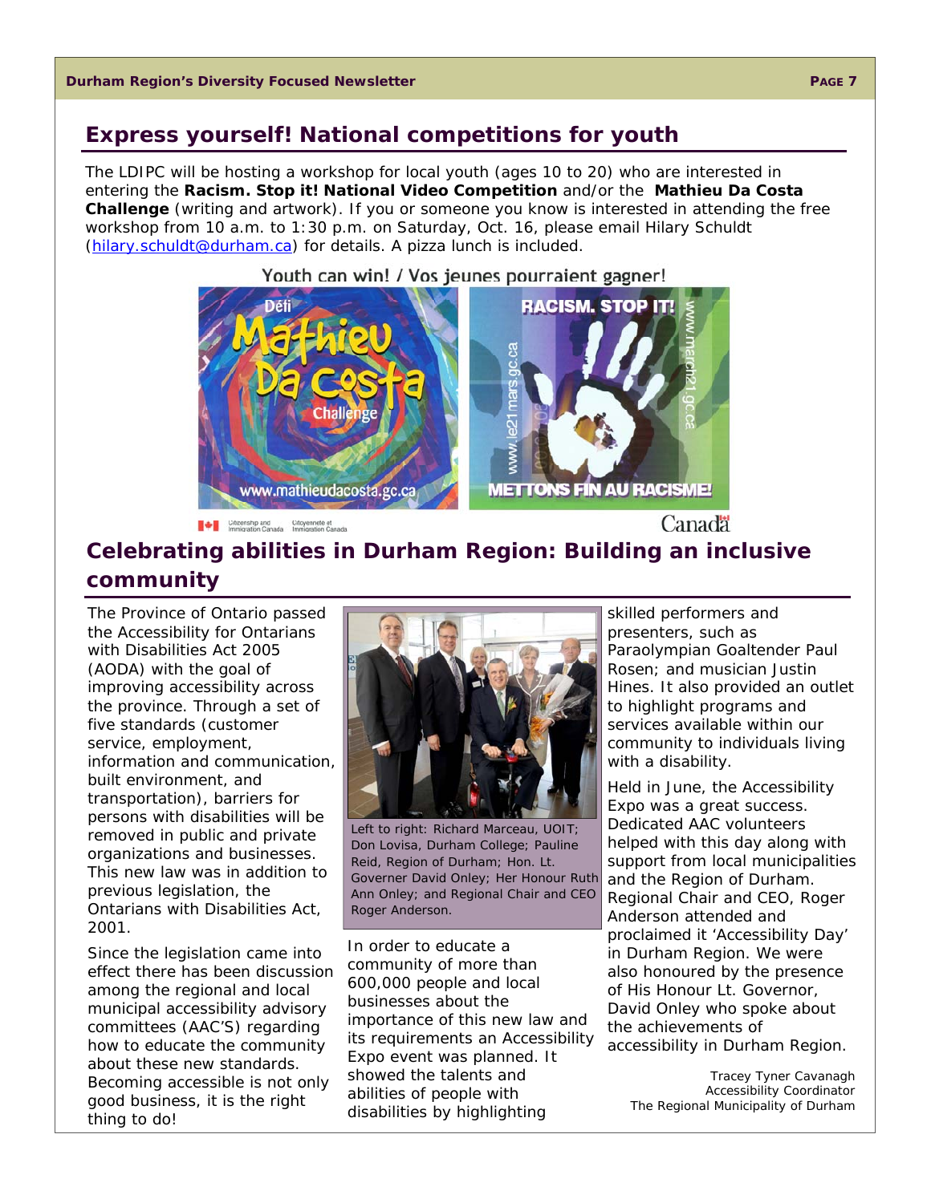## Express yourself! National competitions for youth

The LDIPC will be hosting a workshop for local youth (ages 10 to 20) who are interested in entering the **Racism. Stop it! National Video Competition** and/or the **Mathieu Da Costa Challenge** (writing and artwork). If you or someone you know is interested in attending the free workshop from 10 a.m. to 1:30 p.m. on Saturday, Oct. 16, please email Hilary Schuldt (hilary.schuldt@durham.ca) for details. A pizza lunch is included.

## Celebrating abilities in Durham Region: Building an inclusive community

The Province of Ontario passed the Accessibility for Ontarians with Disabilities Act 2005 (AODA) with the goal of improving accessibility across the province. Through a set of five standards (customer service, employment, information and communication, built environment, and transportation), barriers for persons with disabilities will be removed in public and private organizations and businesses. This new law was in addition to previous legislation, the Ontarians with Disabilities Act, 2001.

Since the legislation came into effect there has been discussion among the regional and local municipal accessibility advisory committees (AAC'S) regarding how to educate the community about these new standards. Becoming accessible is not only good business, it is the right thing to do!

Left to right: Richard Marceau, UOIT; Don Lovisa, Durham College; Pauline Reid, Region of Durham; Hon. Lt. Governor David Onley; Her Honour Ruth Ann Onley; and Regional Chair and CEO Roger Anderson.

In order to educate a community of more than 600,000 people and local businesses about the importance of this new law and its requirements an Accessibility Expo event was planned. It showed the talents and abilities of people with disabilities by highlighting skilled performers and presenters, such as Paraolympian Goaltender Paul Rosen; and musician Justin Hines. It also provided an outlet to highlight programs and services available within our community to individuals living with a disability.

Held in June, the Accessibility Expo was a great success. Dedicated AAC volunteers helped with this day along with support from local municipalities and the Region of Durham. Regional Chair and CEO, Roger Anderson attended and proclaimed it 'Accessibility Day' in Durham Region. We were also honoured by the presence of His Honour Lt. Governor, David Onley who spoke about the achievements of accessibility in Durham Region.

Tracey Tyner Cavanagh
Accessibility Coordinator
The Regional Municipality of Durham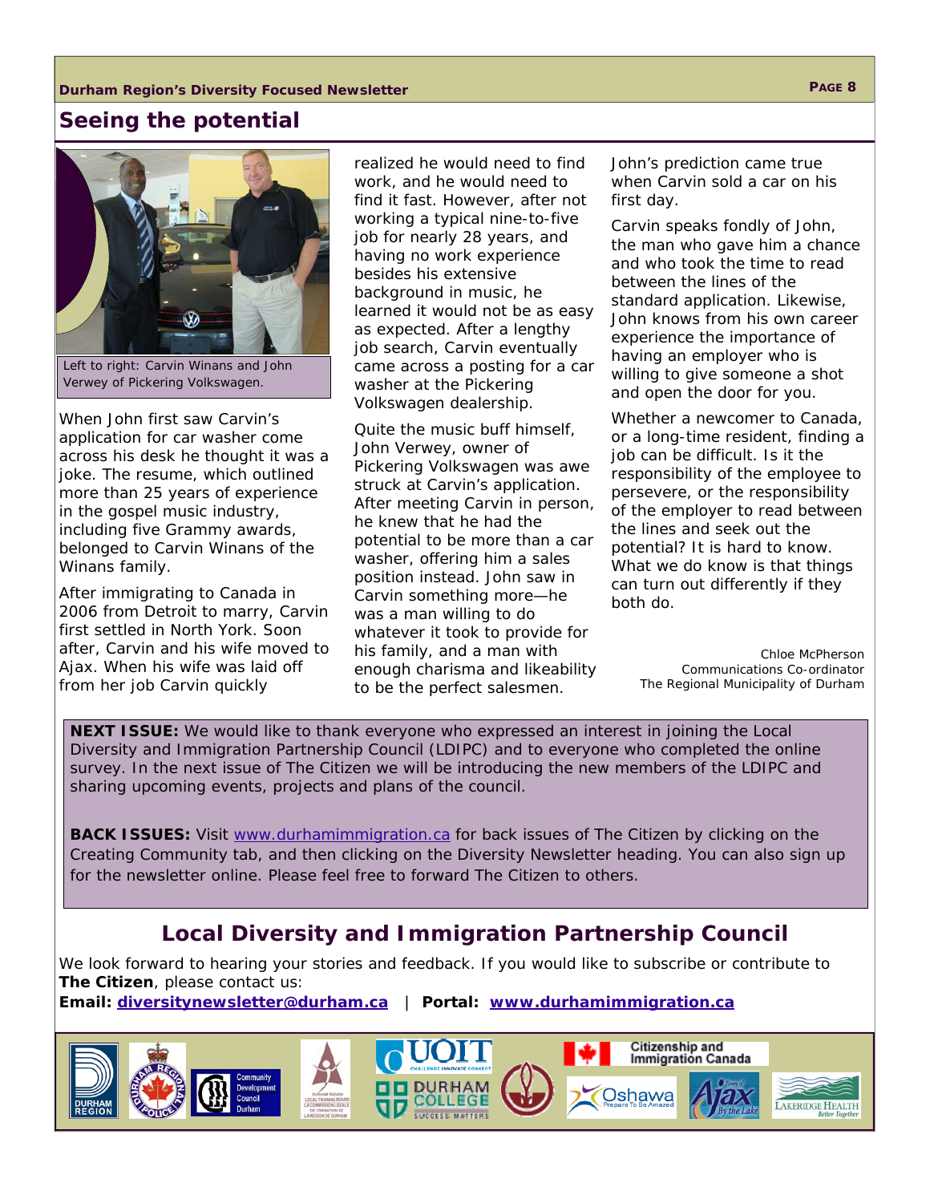## Seeing the potential

Left to right: Carvin Winans and John Verwey of Pickering Volkswagen.

When John first saw Carvin's application for car washer come across his desk he thought it was a joke. The resume, which outlined more than 25 years of experience in the gospel music industry, including five Grammy awards, belonged to Carvin Winans of the Winans family.

After immigrating to Canada in 2006 from Detroit to marry, Carvin first settled in North York. Soon after, Carvin and his wife moved to Ajax. When his wife was laid off from her job Carvin quickly realized he would need to find work, and he would need to find it fast. However, after not working a typical nine-to-five job for nearly 28 years, and having no work experience besides his extensive background in music, he learned it would not be as easy as expected. After a lengthy job search, Carvin eventually came across a posting for a car washer at the Pickering Volkswagen dealership.

Quite the music buff himself, John Verwey, owner of Pickering Volkswagen was awe struck at Carvin's application. After meeting Carvin in person, he knew that he had the potential to be more than a car washer, offering him a sales position instead. John saw in Carvin something more—he was a man willing to do whatever it took to provide for his family, and a man with enough charisma and likeability to be the perfect salesmen.

John's prediction came true when Carvin sold a car on his first day.

Carvin speaks fondly of John, the man who gave him a chance and who took the time to read between the lines of the standard application. Likewise, John knows from his own career experience the importance of having an employer who is willing to give someone a shot and open the door for you.

Whether a newcomer to Canada, or a long-time resident, finding a job can be difficult. Is it the responsibility of the employee to persevere, or the responsibility of the employer to read between the lines and seek out the potential? It is hard to know. What we do know is that things can turn out differently if they both do.

Chloe McPherson
Communications Co-ordinator
The Regional Municipality of Durham

**NEXT ISSUE:** We would like to thank everyone who expressed an interest in joining the Local Diversity and Immigration Partnership Council (LDIPC) and to everyone who completed the online survey. In the next issue of The Citizen we will be introducing the new members of the LDIPC and sharing upcoming events, projects and plans of the council.

**BACK ISSUES:** Visit www.durhamimmigration.ca for back issues of The Citizen by clicking on the Creating Community tab, and then clicking on the Diversity Newsletter heading. You can also sign up for the newsletter online. Please feel free to forward The Citizen to others.

## Local Diversity and Immigration Partnership Council

We look forward to hearing your stories and feedback. If you would like to subscribe or contribute to **The Citizen**, please contact us:

**Email: diversitynewsletter@durham.ca** | **Portal: www.durhamimmigration.ca**